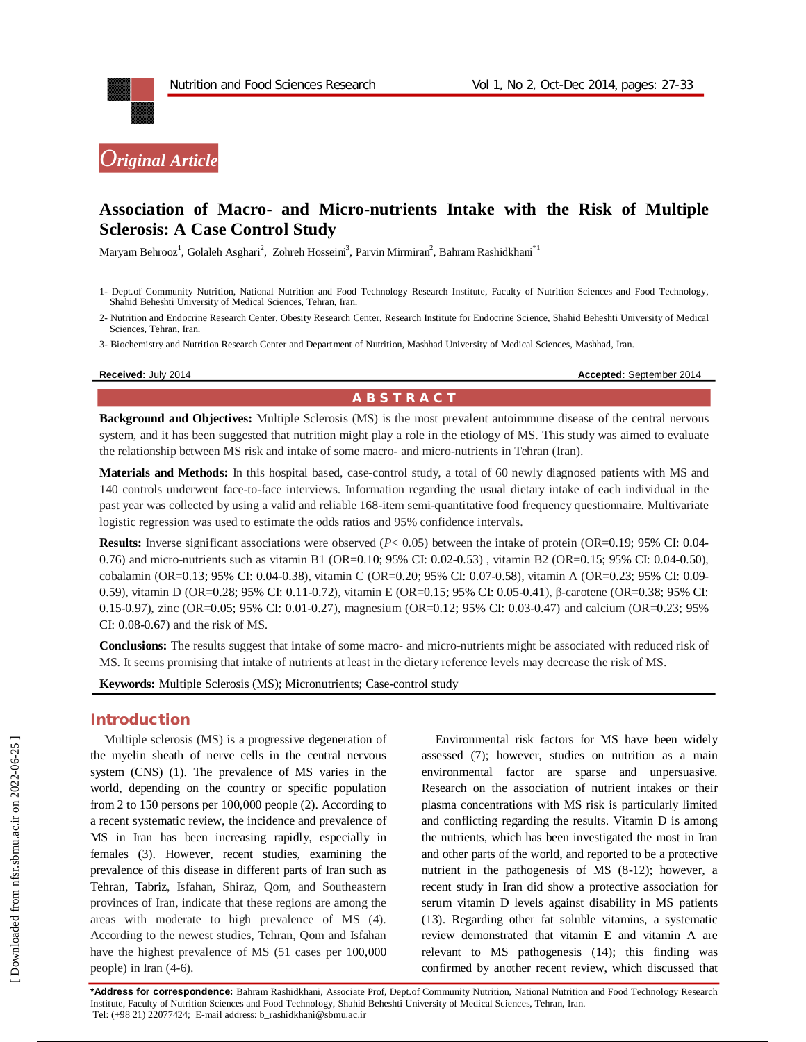Original Article

# Association of Macro- and Micro-nutrients Intake with the Risk of Multiple Sclerosis: A Case Control Study

Maryam Behrooz[1], Golaleh Asghari[2], Zohreh Hosseini[3], Parvin Mirmiran[2], Bahram Rashidkhani[*1]

1- Dept.of Community Nutrition, National Nutrition and Food Technology Research Institute, Faculty of Nutrition Sciences and Food Technology, Shahid Beheshti University of Medical Sciences, Tehran, Iran.

2- Nutrition and Endocrine Research Center, Obesity Research Center, Research Institute for Endocrine Science, Shahid Beheshti University of Medical Sciences, Tehran, Iran.

3- Biochemistry and Nutrition Research Center and Department of Nutrition, Mashhad University of Medical Sciences, Mashhad, Iran.

**Received:** July 2014 **Accepted:** September 2014

## ABSTRACT

**Background and Objectives:** Multiple Sclerosis (MS) is the most prevalent autoimmune disease of the central nervous system, and it has been suggested that nutrition might play a role in the etiology of MS. This study was aimed to evaluate the relationship between MS risk and intake of some macro- and micro-nutrients in Tehran (Iran).

**Materials and Methods:** In this hospital based, case-control study, a total of 60 newly diagnosed patients with MS and 140 controls underwent face-to-face interviews. Information regarding the usual dietary intake of each individual in the past year was collected by using a valid and reliable 168-item semi-quantitative food frequency questionnaire. Multivariate logistic regression was used to estimate the odds ratios and 95% confidence intervals.

**Results:** Inverse significant associations were observed ($P< 0.05$) between the intake of protein (OR=0.19; 95% CI: 0.04-0.76) and micro-nutrients such as vitamin B1 (OR=0.10; 95% CI: 0.02-0.53) , vitamin B2 (OR=0.15; 95% CI: 0.04-0.50), cobalamin (OR=0.13; 95% CI: 0.04-0.38), vitamin C (OR=0.20; 95% CI: 0.07-0.58), vitamin A (OR=0.23; 95% CI: 0.09-0.59), vitamin D (OR=0.28; 95% CI: 0.11-0.72), vitamin E (OR=0.15; 95% CI: 0.05-0.41), β-carotene (OR=0.38; 95% CI: 0.15-0.97), zinc (OR=0.05; 95% CI: 0.01-0.27), magnesium (OR=0.12; 95% CI: 0.03-0.47) and calcium (OR=0.23; 95% CI: 0.08-0.67) and the risk of MS.

**Conclusions:** The results suggest that intake of some macro- and micro-nutrients might be associated with reduced risk of MS. It seems promising that intake of nutrients at least in the dietary reference levels may decrease the risk of MS.

**Keywords:** Multiple Sclerosis (MS); Micronutrients; Case-control study

## Introduction

Multiple sclerosis (MS) is a progressive degeneration of the myelin sheath of nerve cells in the central nervous system (CNS) (1). The prevalence of MS varies in the world, depending on the country or specific population from 2 to 150 persons per 100,000 people (2). According to a recent systematic review, the incidence and prevalence of MS in Iran has been increasing rapidly, especially in females (3). However, recent studies, examining the prevalence of this disease in different parts of Iran such as Tehran, Tabriz, Isfahan, Shiraz, Qom, and Southeastern provinces of Iran, indicate that these regions are among the areas with moderate to high prevalence of MS (4). According to the newest studies, Tehran, Qom and Isfahan have the highest prevalence of MS (51 cases per 100,000 people) in Iran (4-6).

Environmental risk factors for MS have been widely assessed (7); however, studies on nutrition as a main environmental factor are sparse and unpersuasive. Research on the association of nutrient intakes or their plasma concentrations with MS risk is particularly limited and conflicting regarding the results. Vitamin D is among the nutrients, which has been investigated the most in Iran and other parts of the world, and reported to be a protective nutrient in the pathogenesis of MS (8-12); however, a recent study in Iran did show a protective association for serum vitamin D levels against disability in MS patients (13). Regarding other fat soluble vitamins, a systematic review demonstrated that vitamin E and vitamin A are relevant to MS pathogenesis (14); this finding was confirmed by another recent review, which discussed that

*Address for correspondence: Bahram Rashidkhani, Associate Prof, Dept.of Community Nutrition, National Nutrition and Food Technology Research Institute, Faculty of Nutrition Sciences and Food Technology, Shahid Beheshti University of Medical Sciences, Tehran, Iran. Tel: (+98 21) 22077424; E-mail address: b_rashidkhani@sbmu.ac.ir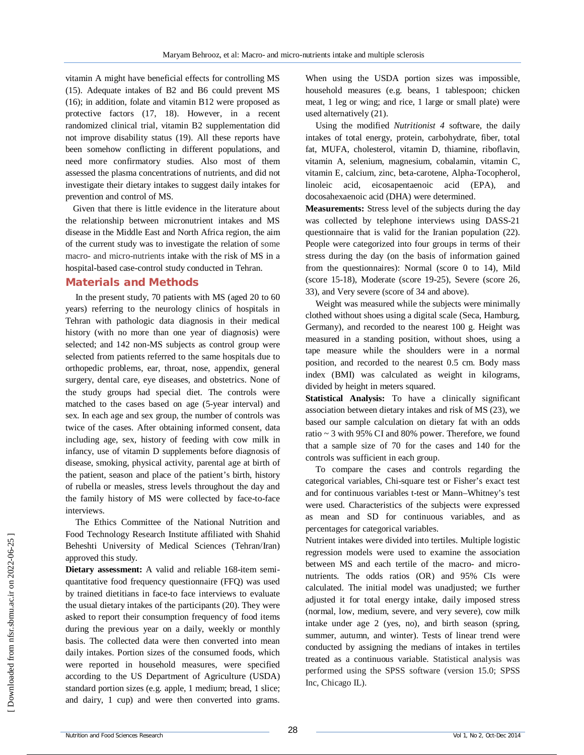vitamin A might have beneficial effects for controlling MS (15). Adequate intakes of B2 and B6 could prevent MS (16); in addition, folate and vitamin B12 were proposed as protective factors (17, 18). However, in a recent randomized clinical trial, vitamin B2 supplementation did not improve disability status (19). All these reports have been somehow conflicting in different populations, and need more confirmatory studies. Also most of them assessed the plasma concentrations of nutrients, and did not investigate their dietary intakes to suggest daily intakes for prevention and control of MS.

Given that there is little evidence in the literature about the relationship between micronutrient intakes and MS disease in the Middle East and North Africa region, the aim of the current study was to investigate the relation of some macro- and micro-nutrients intake with the risk of MS in a hospital-based case-control study conducted in Tehran.

## Materials and Methods

In the present study, 70 patients with MS (aged 20 to 60 years) referring to the neurology clinics of hospitals in Tehran with pathologic data diagnosis in their medical history (with no more than one year of diagnosis) were selected; and 142 non-MS subjects as control group were selected from patients referred to the same hospitals due to orthopedic problems, ear, throat, nose, appendix, general surgery, dental care, eye diseases, and obstetrics. None of the study groups had special diet. The controls were matched to the cases based on age (5-year interval) and sex. In each age and sex group, the number of controls was twice of the cases. After obtaining informed consent, data including age, sex, history of feeding with cow milk in infancy, use of vitamin D supplements before diagnosis of disease, smoking, physical activity, parental age at birth of the patient, season and place of the patient's birth, history of rubella or measles, stress levels throughout the day and the family history of MS were collected by face-to-face interviews.

The Ethics Committee of the National Nutrition and Food Technology Research Institute affiliated with Shahid Beheshti University of Medical Sciences (Tehran/Iran) approved this study.

**Dietary assessment:** A valid and reliable 168-item semi-quantitative food frequency questionnaire (FFQ) was used by trained dietitians in face to face interviews to evaluate the usual dietary intakes of the participants (20). They were asked to report their consumption frequency of food items during the previous year on a daily, weekly or monthly basis. The collected data were then converted into mean daily intakes. Portion sizes of the consumed foods, which were reported in household measures, were specified according to the US Department of Agriculture (USDA) standard portion sizes (e.g. apple, 1 medium; bread, 1 slice; and dairy, 1 cup) and were then converted into grams. When using the USDA portion sizes was impossible, household measures (e.g. beans, 1 tablespoon; chicken meat, 1 leg or wing; and rice, 1 large or small plate) were used alternatively (21).

Using the modified *Nutritionist 4* software, the daily intakes of total energy, protein, carbohydrate, fiber, total fat, MUFA, cholesterol, vitamin D, thiamine, riboflavin, vitamin A, selenium, magnesium, cobalamin, vitamin C, vitamin E, calcium, zinc, beta-carotene, Alpha-Tocopherol, linoleic acid, eicosapentaenoic acid (EPA), and docosahexaenoic acid (DHA) were determined.

**Measurements:** Stress level of the subjects during the day was collected by telephone interviews using DASS-21 questionnaire that is valid for the Iranian population (22). People were categorized into four groups in terms of their stress during the day (on the basis of information gained from the questionnaires): Normal (score 0 to 14), Mild (score 15-18), Moderate (score 19-25), Severe (score 26, 33), and Very severe (score of 34 and above).

Weight was measured while the subjects were minimally clothed without shoes using a digital scale (Seca, Hamburg, Germany), and recorded to the nearest 100 g. Height was measured in a standing position, without shoes, using a tape measure while the shoulders were in a normal position, and recorded to the nearest 0.5 cm. Body mass index (BMI) was calculated as weight in kilograms, divided by height in meters squared.

**Statistical Analysis:** To have a clinically significant association between dietary intakes and risk of MS (23), we based our sample calculation on dietary fat with an odds ratio ~ 3 with 95% CI and 80% power. Therefore, we found that a sample size of 70 for the cases and 140 for the controls was sufficient in each group.

To compare the cases and controls regarding the categorical variables, Chi-square test or Fisher's exact test and for continuous variables t-test or Mann–Whitney's test were used. Characteristics of the subjects were expressed as mean and SD for continuous variables, and as percentages for categorical variables.

Nutrient intakes were divided into tertiles. Multiple logistic regression models were used to examine the association between MS and each tertile of the macro- and micro-nutrients. The odds ratios (OR) and 95% CIs were calculated. The initial model was unadjusted; we further adjusted it for total energy intake, daily imposed stress (normal, low, medium, severe, and very severe), cow milk intake under age 2 (yes, no), and birth season (spring, summer, autumn, and winter). Tests of linear trend were conducted by assigning the medians of intakes in tertiles treated as a continuous variable. Statistical analysis was performed using the SPSS software (version 15.0; SPSS Inc, Chicago IL).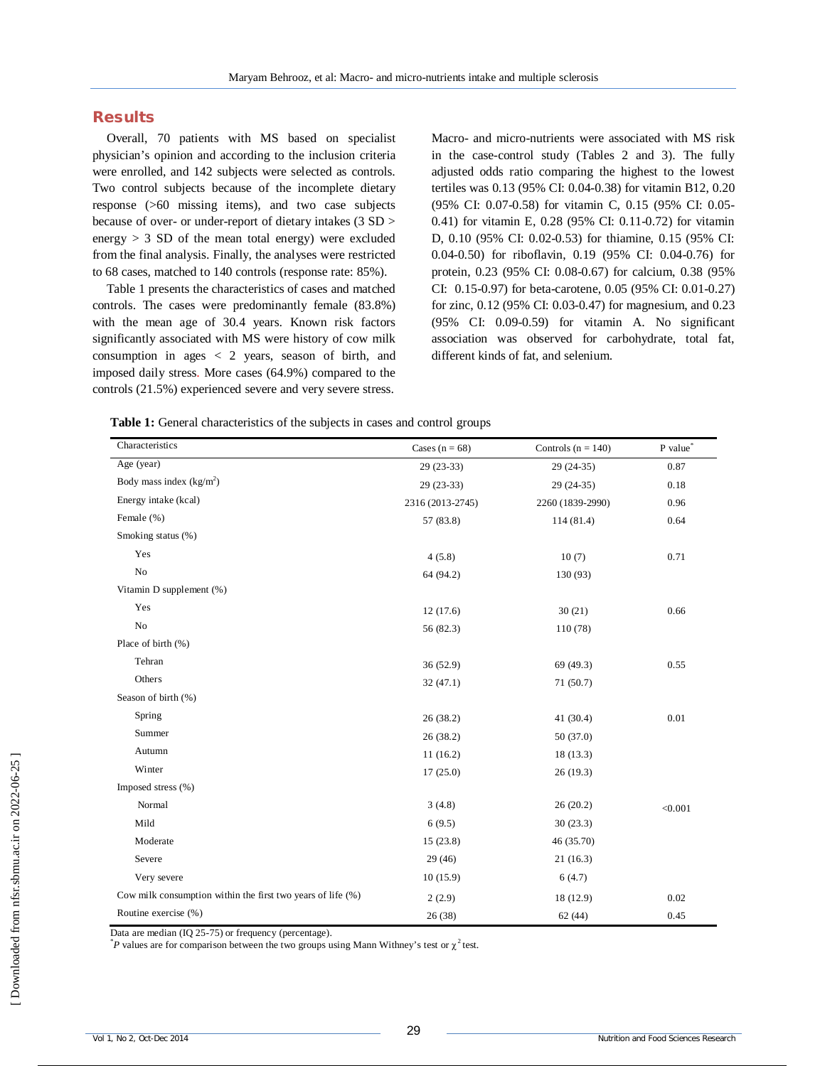## Results

Overall, 70 patients with MS based on specialist physician's opinion and according to the inclusion criteria were enrolled, and 142 subjects were selected as controls. Two control subjects because of the incomplete dietary response (>60 missing items), and two case subjects because of over- or under-report of dietary intakes (3 SD > energy > 3 SD of the mean total energy) were excluded from the final analysis. Finally, the analyses were restricted to 68 cases, matched to 140 controls (response rate: 85%).

Table 1 presents the characteristics of cases and matched controls. The cases were predominantly female (83.8%) with the mean age of 30.4 years. Known risk factors significantly associated with MS were history of cow milk consumption in ages < 2 years, season of birth, and imposed daily stress. More cases (64.9%) compared to the controls (21.5%) experienced severe and very severe stress.

Macro- and micro-nutrients were associated with MS risk in the case-control study (Tables 2 and 3). The fully adjusted odds ratio comparing the highest to the lowest tertiles was 0.13 (95% CI: 0.04-0.38) for vitamin B12, 0.20 (95% CI: 0.07-0.58) for vitamin C, 0.15 (95% CI: 0.05-0.41) for vitamin E, 0.28 (95% CI: 0.11-0.72) for vitamin D, 0.10 (95% CI: 0.02-0.53) for thiamine, 0.15 (95% CI: 0.04-0.50) for riboflavin, 0.19 (95% CI: 0.04-0.76) for protein, 0.23 (95% CI: 0.08-0.67) for calcium, 0.38 (95% CI: 0.15-0.97) for beta-carotene, 0.05 (95% CI: 0.01-0.27) for zinc, 0.12 (95% CI: 0.03-0.47) for magnesium, and 0.23 (95% CI: 0.09-0.59) for vitamin A. No significant association was observed for carbohydrate, total fat, different kinds of fat, and selenium.

**Table 1:** General characteristics of the subjects in cases and control groups

| Characteristics | Cases (n = 68) | Controls (n = 140) | P value* |
|---|---|---|---|
| Age (year) | 29 (23-33) | 29 (24-35) | 0.87 |
| Body mass index (kg/m$^2$) | 29 (23-33) | 29 (24-35) | 0.18 |
| Energy intake (kcal) | 2316 (2013-2745) | 2260 (1839-2990) | 0.96 |
| Female (%) | 57 (83.8) | 114 (81.4) | 0.64 |
| Smoking status (%) | | | |
| Yes | 4 (5.8) | 10 (7) | 0.71 |
| No | 64 (94.2) | 130 (93) | |
| Vitamin D supplement (%) | | | |
| Yes | 12 (17.6) | 30 (21) | 0.66 |
| No | 56 (82.3) | 110 (78) | |
| Place of birth (%) | | | |
| Tehran | 36 (52.9) | 69 (49.3) | 0.55 |
| Others | 32 (47.1) | 71 (50.7) | |
| Season of birth (%) | | | |
| Spring | 26 (38.2) | 41 (30.4) | 0.01 |
| Summer | 26 (38.2) | 50 (37.0) | |
| Autumn | 11 (16.2) | 18 (13.3) | |
| Winter | 17 (25.0) | 26 (19.3) | |
| Imposed stress (%) | | | |
| Normal | 3 (4.8) | 26 (20.2) | <0.001 |
| Mild | 6 (9.5) | 30 (23.3) | |
| Moderate | 15 (23.8) | 46 (35.70) | |
| Severe | 29 (46) | 21 (16.3) | |
| Very severe | 10 (15.9) | 6 (4.7) | |
| Cow milk consumption within the first two years of life (%) | 2 (2.9) | 18 (12.9) | 0.02 |
| Routine exercise (%) | 26 (38) | 62 (44) | 0.45 |

Data are median (IQ 25-75) or frequency (percentage).
*$P$ values are for comparison between the two groups using Mann Withney's test or $\chi^2$ test.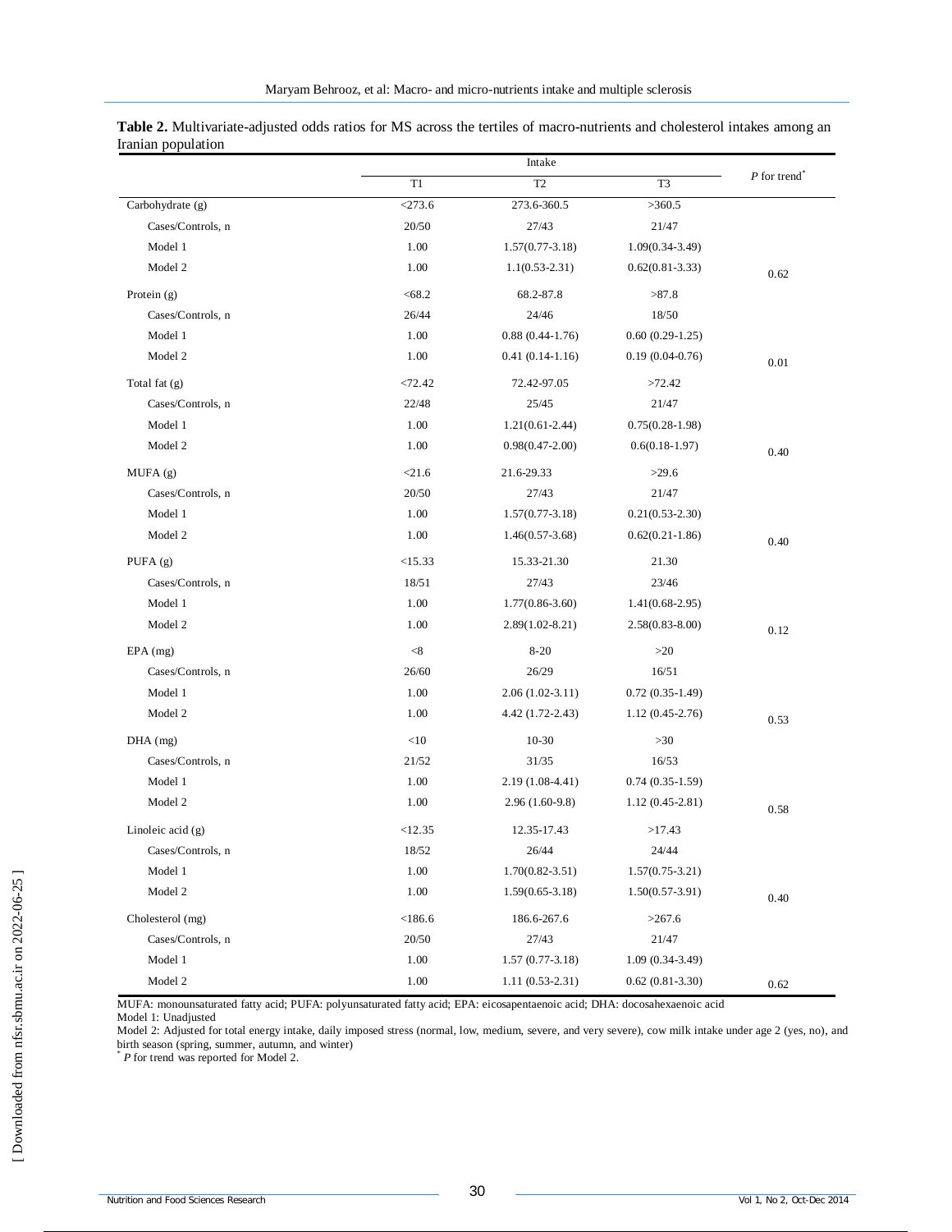**Table 2.** Multivariate-adjusted odds ratios for MS across the tertiles of macro-nutrients and cholesterol intakes among an Iranian population

| | Intake | | | *P* for trend* |
|---|---|---|---|---|
| | T1 | T2 | T3 | |
| Carbohydrate (g) | <273.6 | 273.6-360.5 | >360.5 | |
| Cases/Controls, n | 20/50 | 27/43 | 21/47 | |
| Model 1 | 1.00 | 1.57(0.77-3.18) | 1.09(0.34-3.49) | |
| Model 2 | 1.00 | 1.1(0.53-2.31) | 0.62(0.81-3.33) | 0.62 |
| Protein (g) | <68.2 | 68.2-87.8 | >87.8 | |
| Cases/Controls, n | 26/44 | 24/46 | 18/50 | |
| Model 1 | 1.00 | 0.88 (0.44-1.76) | 0.60 (0.29-1.25) | |
| Model 2 | 1.00 | 0.41 (0.14-1.16) | 0.19 (0.04-0.76) | 0.01 |
| Total fat (g) | <72.42 | 72.42-97.05 | >72.42 | |
| Cases/Controls, n | 22/48 | 25/45 | 21/47 | |
| Model 1 | 1.00 | 1.21(0.61-2.44) | 0.75(0.28-1.98) | |
| Model 2 | 1.00 | 0.98(0.47-2.00) | 0.6(0.18-1.97) | 0.40 |
| MUFA (g) | <21.6 | 21.6-29.33 | >29.6 | |
| Cases/Controls, n | 20/50 | 27/43 | 21/47 | |
| Model 1 | 1.00 | 1.57(0.77-3.18) | 0.21(0.53-2.30) | |
| Model 2 | 1.00 | 1.46(0.57-3.68) | 0.62(0.21-1.86) | 0.40 |
| PUFA (g) | <15.33 | 15.33-21.30 | 21.30 | |
| Cases/Controls, n | 18/51 | 27/43 | 23/46 | |
| Model 1 | 1.00 | 1.77(0.86-3.60) | 1.41(0.68-2.95) | |
| Model 2 | 1.00 | 2.89(1.02-8.21) | 2.58(0.83-8.00) | 0.12 |
| EPA (mg) | <8 | 8-20 | >20 | |
| Cases/Controls, n | 26/60 | 26/29 | 16/51 | |
| Model 1 | 1.00 | 2.06 (1.02-3.11) | 0.72 (0.35-1.49) | |
| Model 2 | 1.00 | 4.42 (1.72-2.43) | 1.12 (0.45-2.76) | 0.53 |
| DHA (mg) | <10 | 10-30 | >30 | |
| Cases/Controls, n | 21/52 | 31/35 | 16/53 | |
| Model 1 | 1.00 | 2.19 (1.08-4.41) | 0.74 (0.35-1.59) | |
| Model 2 | 1.00 | 2.96 (1.60-9.8) | 1.12 (0.45-2.81) | 0.58 |
| Linoleic acid (g) | <12.35 | 12.35-17.43 | >17.43 | |
| Cases/Controls, n | 18/52 | 26/44 | 24/44 | |
| Model 1 | 1.00 | 1.70(0.82-3.51) | 1.57(0.75-3.21) | |
| Model 2 | 1.00 | 1.59(0.65-3.18) | 1.50(0.57-3.91) | 0.40 |
| Cholesterol (mg) | <186.6 | 186.6-267.6 | >267.6 | |
| Cases/Controls, n | 20/50 | 27/43 | 21/47 | |
| Model 1 | 1.00 | 1.57 (0.77-3.18) | 1.09 (0.34-3.49) | |
| Model 2 | 1.00 | 1.11 (0.53-2.31) | 0.62 (0.81-3.30) | 0.62 |

MUFA: monounsaturated fatty acid; PUFA: polyunsaturated fatty acid; EPA: eicosapentaenoic acid; DHA: docosahexaenoic acid
Model 1: Unadjusted
Model 2: Adjusted for total energy intake, daily imposed stress (normal, low, medium, severe, and very severe), cow milk intake under age 2 (yes, no), and birth season (spring, summer, autumn, and winter)
* *P* for trend was reported for Model 2.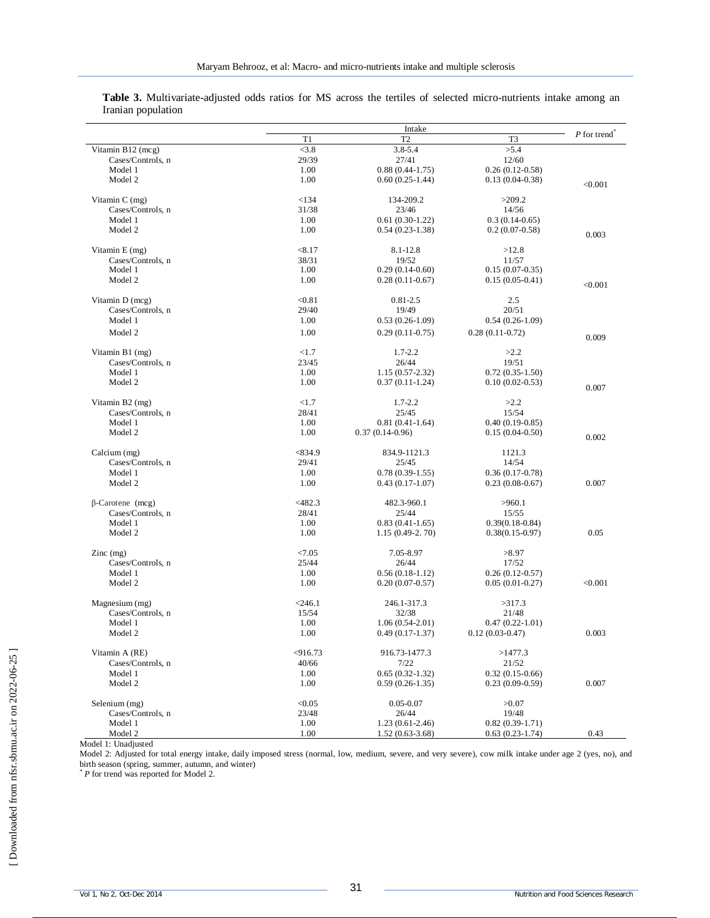**Table 3.** Multivariate-adjusted odds ratios for MS across the tertiles of selected micro-nutrients intake among an Iranian population

| | Intake | | | *P* for trend* |
|---|---|---|---|---|
| | T1 | T2 | T3 | |
| Vitamin B12 (mcg) | <3.8 | 3.8-5.4 | >5.4 | |
| Cases/Controls, n | 29/39 | 27/41 | 12/60 | |
| Model 1 | 1.00 | 0.88 (0.44-1.75) | 0.26 (0.12-0.58) | |
| Model 2 | 1.00 | 0.60 (0.25-1.44) | 0.13 (0.04-0.38) | <0.001 |
| Vitamin C (mg) | <134 | 134-209.2 | >209.2 | |
| Cases/Controls, n | 31/38 | 23/46 | 14/56 | |
| Model 1 | 1.00 | 0.61 (0.30-1.22) | 0.3 (0.14-0.65) | |
| Model 2 | 1.00 | 0.54 (0.23-1.38) | 0.2 (0.07-0.58) | 0.003 |
| Vitamin E (mg) | <8.17 | 8.1-12.8 | >12.8 | |
| Cases/Controls, n | 38/31 | 19/52 | 11/57 | |
| Model 1 | 1.00 | 0.29 (0.14-0.60) | 0.15 (0.07-0.35) | |
| Model 2 | 1.00 | 0.28 (0.11-0.67) | 0.15 (0.05-0.41) | <0.001 |
| Vitamin D (mcg) | <0.81 | 0.81-2.5 | 2.5 | |
| Cases/Controls, n | 29/40 | 19/49 | 20/51 | |
| Model 1 | 1.00 | 0.53 (0.26-1.09) | 0.54 (0.26-1.09) | |
| Model 2 | 1.00 | 0.29 (0.11-0.75) | 0.28 (0.11-0.72) | 0.009 |
| Vitamin B1 (mg) | <1.7 | 1.7-2.2 | >2.2 | |
| Cases/Controls, n | 23/45 | 26/44 | 19/51 | |
| Model 1 | 1.00 | 1.15 (0.57-2.32) | 0.72 (0.35-1.50) | |
| Model 2 | 1.00 | 0.37 (0.11-1.24) | 0.10 (0.02-0.53) | 0.007 |
| Vitamin B2 (mg) | <1.7 | 1.7-2.2 | >2.2 | |
| Cases/Controls, n | 28/41 | 25/45 | 15/54 | |
| Model 1 | 1.00 | 0.81 (0.41-1.64) | 0.40 (0.19-0.85) | |
| Model 2 | 1.00 | 0.37 (0.14-0.96) | 0.15 (0.04-0.50) | 0.002 |
| Calcium (mg) | <834.9 | 834.9-1121.3 | 1121.3 | |
| Cases/Controls, n | 29/41 | 25/45 | 14/54 | |
| Model 1 | 1.00 | 0.78 (0.39-1.55) | 0.36 (0.17-0.78) | |
| Model 2 | 1.00 | 0.43 (0.17-1.07) | 0.23 (0.08-0.67) | 0.007 |
| β-Carotene (mcg) | <482.3 | 482.3-960.1 | >960.1 | |
| Cases/Controls, n | 28/41 | 25/44 | 15/55 | |
| Model 1 | 1.00 | 0.83 (0.41-1.65) | 0.39(0.18-0.84) | |
| Model 2 | 1.00 | 1.15 (0.49-2. 70) | 0.38(0.15-0.97) | 0.05 |
| Zinc (mg) | <7.05 | 7.05-8.97 | >8.97 | |
| Cases/Controls, n | 25/44 | 26/44 | 17/52 | |
| Model 1 | 1.00 | 0.56 (0.18-1.12) | 0.26 (0.12-0.57) | |
| Model 2 | 1.00 | 0.20 (0.07-0.57) | 0.05 (0.01-0.27) | <0.001 |
| Magnesium (mg) | <246.1 | 246.1-317.3 | >317.3 | |
| Cases/Controls, n | 15/54 | 32/38 | 21/48 | |
| Model 1 | 1.00 | 1.06 (0.54-2.01) | 0.47 (0.22-1.01) | |
| Model 2 | 1.00 | 0.49 (0.17-1.37) | 0.12 (0.03-0.47) | 0.003 |
| Vitamin A (RE) | <916.73 | 916.73-1477.3 | >1477.3 | |
| Cases/Controls, n | 40/66 | 7/22 | 21/52 | |
| Model 1 | 1.00 | 0.65 (0.32-1.32) | 0.32 (0.15-0.66) | |
| Model 2 | 1.00 | 0.59 (0.26-1.35) | 0.23 (0.09-0.59) | 0.007 |
| Selenium (mg) | <0.05 | 0.05-0.07 | >0.07 | |
| Cases/Controls, n | 23/48 | 26/44 | 19/48 | |
| Model 1 | 1.00 | 1.23 (0.61-2.46) | 0.82 (0.39-1.71) | |
| Model 2 | 1.00 | 1.52 (0.63-3.68) | 0.63 (0.23-1.74) | 0.43 |

Model 1: Unadjusted

Model 2: Adjusted for total energy intake, daily imposed stress (normal, low, medium, severe, and very severe), cow milk intake under age 2 (yes, no), and birth season (spring, summer, autumn, and winter)

* *P* for trend was reported for Model 2.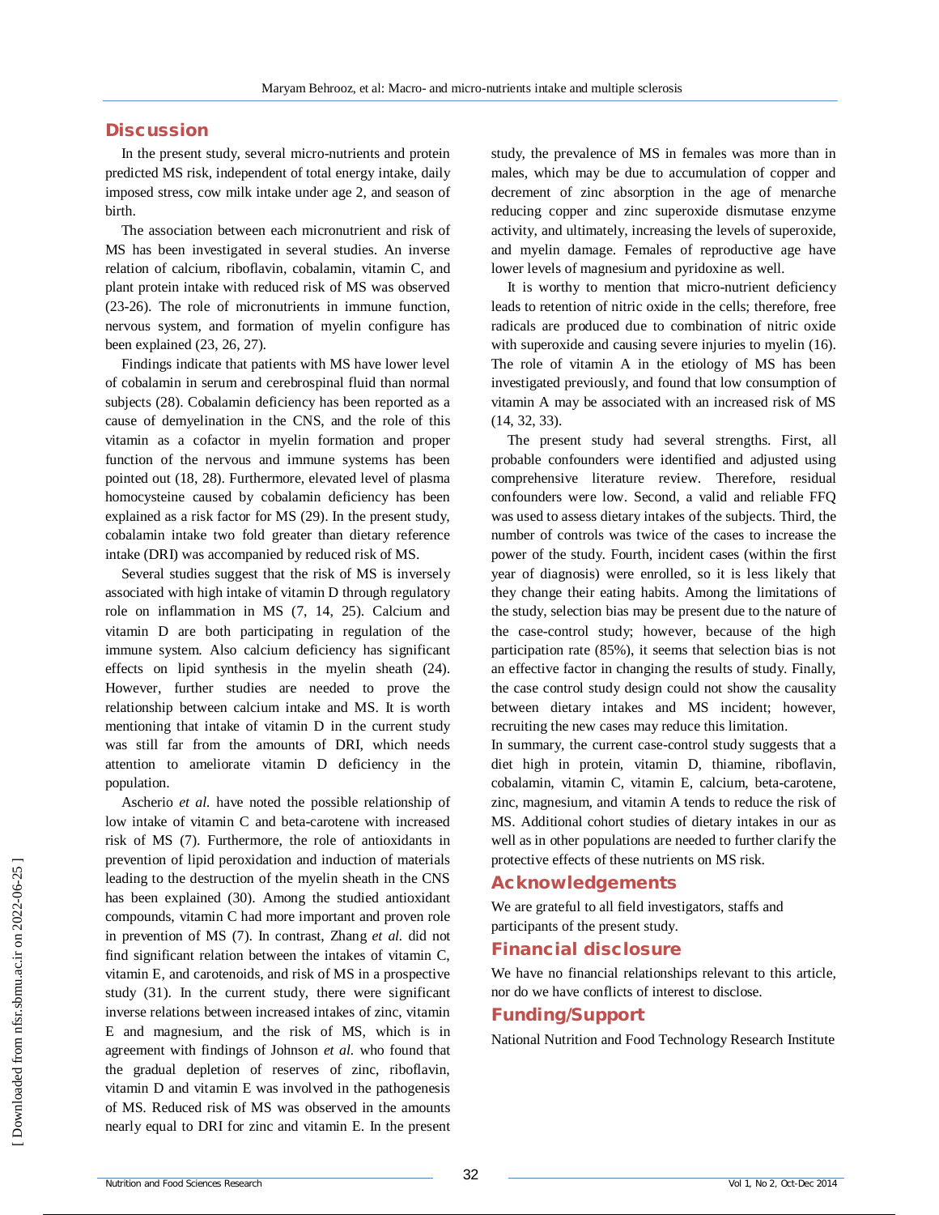## Discussion

In the present study, several micro-nutrients and protein predicted MS risk, independent of total energy intake, daily imposed stress, cow milk intake under age 2, and season of birth.

The association between each micronutrient and risk of MS has been investigated in several studies. An inverse relation of calcium, riboflavin, cobalamin, vitamin C, and plant protein intake with reduced risk of MS was observed (23-26). The role of micronutrients in immune function, nervous system, and formation of myelin configure has been explained (23, 26, 27).

Findings indicate that patients with MS have lower level of cobalamin in serum and cerebrospinal fluid than normal subjects (28). Cobalamin deficiency has been reported as a cause of demyelination in the CNS, and the role of this vitamin as a cofactor in myelin formation and proper function of the nervous and immune systems has been pointed out (18, 28). Furthermore, elevated level of plasma homocysteine caused by cobalamin deficiency has been explained as a risk factor for MS (29). In the present study, cobalamin intake two fold greater than dietary reference intake (DRI) was accompanied by reduced risk of MS.

Several studies suggest that the risk of MS is inversely associated with high intake of vitamin D through regulatory role on inflammation in MS (7, 14, 25). Calcium and vitamin D are both participating in regulation of the immune system. Also calcium deficiency has significant effects on lipid synthesis in the myelin sheath (24). However, further studies are needed to prove the relationship between calcium intake and MS. It is worth mentioning that intake of vitamin D in the current study was still far from the amounts of DRI, which needs attention to ameliorate vitamin D deficiency in the population.

Ascherio *et al.* have noted the possible relationship of low intake of vitamin C and beta-carotene with increased risk of MS (7). Furthermore, the role of antioxidants in prevention of lipid peroxidation and induction of materials leading to the destruction of the myelin sheath in the CNS has been explained (30). Among the studied antioxidant compounds, vitamin C had more important and proven role in prevention of MS (7). In contrast, Zhang *et al.* did not find significant relation between the intakes of vitamin C, vitamin E, and carotenoids, and risk of MS in a prospective study (31). In the current study, there were significant inverse relations between increased intakes of zinc, vitamin E and magnesium, and the risk of MS, which is in agreement with findings of Johnson *et al.* who found that the gradual depletion of reserves of zinc, riboflavin, vitamin D and vitamin E was involved in the pathogenesis of MS. Reduced risk of MS was observed in the amounts nearly equal to DRI for zinc and vitamin E. In the present study, the prevalence of MS in females was more than in males, which may be due to accumulation of copper and decrement of zinc absorption in the age of menarche reducing copper and zinc superoxide dismutase enzyme activity, and ultimately, increasing the levels of superoxide, and myelin damage. Females of reproductive age have lower levels of magnesium and pyridoxine as well.

It is worthy to mention that micro-nutrient deficiency leads to retention of nitric oxide in the cells; therefore, free radicals are produced due to combination of nitric oxide with superoxide and causing severe injuries to myelin (16). The role of vitamin A in the etiology of MS has been investigated previously, and found that low consumption of vitamin A may be associated with an increased risk of MS (14, 32, 33).

The present study had several strengths. First, all probable confounders were identified and adjusted using comprehensive literature review. Therefore, residual confounders were low. Second, a valid and reliable FFQ was used to assess dietary intakes of the subjects. Third, the number of controls was twice of the cases to increase the power of the study. Fourth, incident cases (within the first year of diagnosis) were enrolled, so it is less likely that they change their eating habits. Among the limitations of the study, selection bias may be present due to the nature of the case-control study; however, because of the high participation rate (85%), it seems that selection bias is not an effective factor in changing the results of study. Finally, the case control study design could not show the causality between dietary intakes and MS incident; however, recruiting the new cases may reduce this limitation.

In summary, the current case-control study suggests that a diet high in protein, vitamin D, thiamine, riboflavin, cobalamin, vitamin C, vitamin E, calcium, beta-carotene, zinc, magnesium, and vitamin A tends to reduce the risk of MS. Additional cohort studies of dietary intakes in our as well as in other populations are needed to further clarify the protective effects of these nutrients on MS risk.

## Acknowledgements

We are grateful to all field investigators, staffs and participants of the present study.

## Financial disclosure

We have no financial relationships relevant to this article, nor do we have conflicts of interest to disclose.

## Funding/Support

National Nutrition and Food Technology Research Institute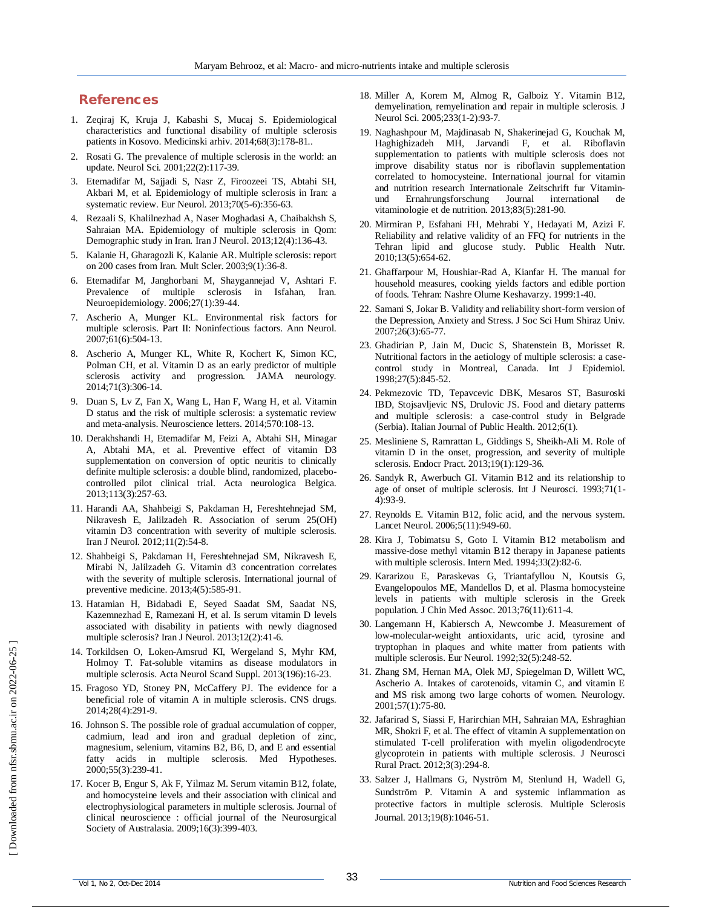## References

1. Zeqiraj K, Kruja J, Kabashi S, Mucaj S. Epidemiological characteristics and functional disability of multiple sclerosis patients in Kosovo. Medicinski arhiv. 2014;68(3):178-81..
2. Rosati G. The prevalence of multiple sclerosis in the world: an update. Neurol Sci. 2001;22(2):117-39.
3. Etemadifar M, Sajjadi S, Nasr Z, Firoozeei TS, Abtahi SH, Akbari M, et al. Epidemiology of multiple sclerosis in Iran: a systematic review. Eur Neurol. 2013;70(5-6):356-63.
4. Rezaali S, Khalilnezhad A, Naser Moghadasi A, Chaibakhsh S, Sahraian MA. Epidemiology of multiple sclerosis in Qom: Demographic study in Iran. Iran J Neurol. 2013;12(4):136-43.
5. Kalanie H, Gharagozli K, Kalanie AR. Multiple sclerosis: report on 200 cases from Iran. Mult Scler. 2003;9(1):36-8.
6. Etemadifar M, Janghorbani M, Shaygannejad V, Ashtari F. Prevalence of multiple sclerosis in Isfahan, Iran. Neuroepidemiology. 2006;27(1):39-44.
7. Ascherio A, Munger KL. Environmental risk factors for multiple sclerosis. Part II: Noninfectious factors. Ann Neurol. 2007;61(6):504-13.
8. Ascherio A, Munger KL, White R, Kochert K, Simon KC, Polman CH, et al. Vitamin D as an early predictor of multiple sclerosis activity and progression. JAMA neurology. 2014;71(3):306-14.
9. Duan S, Lv Z, Fan X, Wang L, Han F, Wang H, et al. Vitamin D status and the risk of multiple sclerosis: a systematic review and meta-analysis. Neuroscience letters. 2014;570:108-13.
10. Derakhshandi H, Etemadifar M, Feizi A, Abtahi SH, Minagar A, Abtahi MA, et al. Preventive effect of vitamin D3 supplementation on conversion of optic neuritis to clinically definite multiple sclerosis: a double blind, randomized, placebo-controlled pilot clinical trial. Acta neurologica Belgica. 2013;113(3):257-63.
11. Harandi AA, Shahbeigi S, Pakdaman H, Fereshtehnejad SM, Nikravesh E, Jalilzadeh R. Association of serum 25(OH) vitamin D3 concentration with severity of multiple sclerosis. Iran J Neurol. 2012;11(2):54-8.
12. Shahbeigi S, Pakdaman H, Fereshtehnejad SM, Nikravesh E, Mirabi N, Jalilzadeh G. Vitamin d3 concentration correlates with the severity of multiple sclerosis. International journal of preventive medicine. 2013;4(5):585-91.
13. Hatamian H, Bidabadi E, Seyed Saadat SM, Saadat NS, Kazemnezhad E, Ramezani H, et al. Is serum vitamin D levels associated with disability in patients with newly diagnosed multiple sclerosis? Iran J Neurol. 2013;12(2):41-6.
14. Torkildsen O, Loken-Amsrud KI, Wergeland S, Myhr KM, Holmoy T. Fat-soluble vitamins as disease modulators in multiple sclerosis. Acta Neurol Scand Suppl. 2013(196):16-23.
15. Fragoso YD, Stoney PN, McCaffery PJ. The evidence for a beneficial role of vitamin A in multiple sclerosis. CNS drugs. 2014;28(4):291-9.
16. Johnson S. The possible role of gradual accumulation of copper, cadmium, lead and iron and gradual depletion of zinc, magnesium, selenium, vitamins B2, B6, D, and E and essential fatty acids in multiple sclerosis. Med Hypotheses. 2000;55(3):239-41.
17. Kocer B, Engur S, Ak F, Yilmaz M. Serum vitamin B12, folate, and homocysteine levels and their association with clinical and electrophysiological parameters in multiple sclerosis. Journal of clinical neuroscience : official journal of the Neurosurgical Society of Australasia. 2009;16(3):399-403.
18. Miller A, Korem M, Almog R, Galboiz Y. Vitamin B12, demyelination, remyelination and repair in multiple sclerosis. J Neurol Sci. 2005;233(1-2):93-7.
19. Naghashpour M, Majdinasab N, Shakerinejad G, Kouchak M, Haghighizadeh MH, Jarvandi F, et al. Riboflavin supplementation to patients with multiple sclerosis does not improve disability status nor is riboflavin supplementation correlated to homocysteine. International journal for vitamin and nutrition research Internationale Zeitschrift fur Vitamin- und Ernahrungsforschung Journal international de vitaminologie et de nutrition. 2013;83(5):281-90.
20. Mirmiran P, Esfahani FH, Mehrabi Y, Hedayati M, Azizi F. Reliability and relative validity of an FFQ for nutrients in the Tehran lipid and glucose study. Public Health Nutr. 2010;13(5):654-62.
21. Ghaffarpour M, Houshiar-Rad A, Kianfar H. The manual for household measures, cooking yields factors and edible portion of foods. Tehran: Nashre Olume Keshavarzy. 1999:1-40.
22. Samani S, Jokar B. Validity and reliability short-form version of the Depression, Anxiety and Stress. J Soc Sci Hum Shiraz Univ. 2007;26(3):65-77.
23. Ghadirian P, Jain M, Ducic S, Shatenstein B, Morisset R. Nutritional factors in the aetiology of multiple sclerosis: a case-control study in Montreal, Canada. Int J Epidemiol. 1998;27(5):845-52.
24. Pekmezovic TD, Tepavcevic DBK, Mesaros ST, Basuroski IBD, Stojsavljevic NS, Drulovic JS. Food and dietary patterns and multiple sclerosis: a case-control study in Belgrade (Serbia). Italian Journal of Public Health. 2012;6(1).
25. Mesliniene S, Ramrattan L, Giddings S, Sheikh-Ali M. Role of vitamin D in the onset, progression, and severity of multiple sclerosis. Endocr Pract. 2013;19(1):129-36.
26. Sandyk R, Awerbuch GI. Vitamin B12 and its relationship to age of onset of multiple sclerosis. Int J Neurosci. 1993;71(1-4):93-9.
27. Reynolds E. Vitamin B12, folic acid, and the nervous system. Lancet Neurol. 2006;5(11):949-60.
28. Kira J, Tobimatsu S, Goto I. Vitamin B12 metabolism and massive-dose methyl vitamin B12 therapy in Japanese patients with multiple sclerosis. Intern Med. 1994;33(2):82-6.
29. Kararizou E, Paraskevas G, Triantafyllou N, Koutsis G, Evangelopoulos ME, Mandellos D, et al. Plasma homocysteine levels in patients with multiple sclerosis in the Greek population. J Chin Med Assoc. 2013;76(11):611-4.
30. Langemann H, Kabiersch A, Newcombe J. Measurement of low-molecular-weight antioxidants, uric acid, tyrosine and tryptophan in plaques and white matter from patients with multiple sclerosis. Eur Neurol. 1992;32(5):248-52.
31. Zhang SM, Hernan MA, Olek MJ, Spiegelman D, Willett WC, Ascherio A. Intakes of carotenoids, vitamin C, and vitamin E and MS risk among two large cohorts of women. Neurology. 2001;57(1):75-80.
32. Jafarirad S, Siassi F, Harirchian MH, Sahraian MA, Eshraghian MR, Shokri F, et al. The effect of vitamin A supplementation on stimulated T-cell proliferation with myelin oligodendrocyte glycoprotein in patients with multiple sclerosis. J Neurosci Rural Pract. 2012;3(3):294-8.
33. Salzer J, Hallmans G, Nyström M, Stenlund H, Wadell G, Sundström P. Vitamin A and systemic inflammation as protective factors in multiple sclerosis. Multiple Sclerosis Journal. 2013;19(8):1046-51.